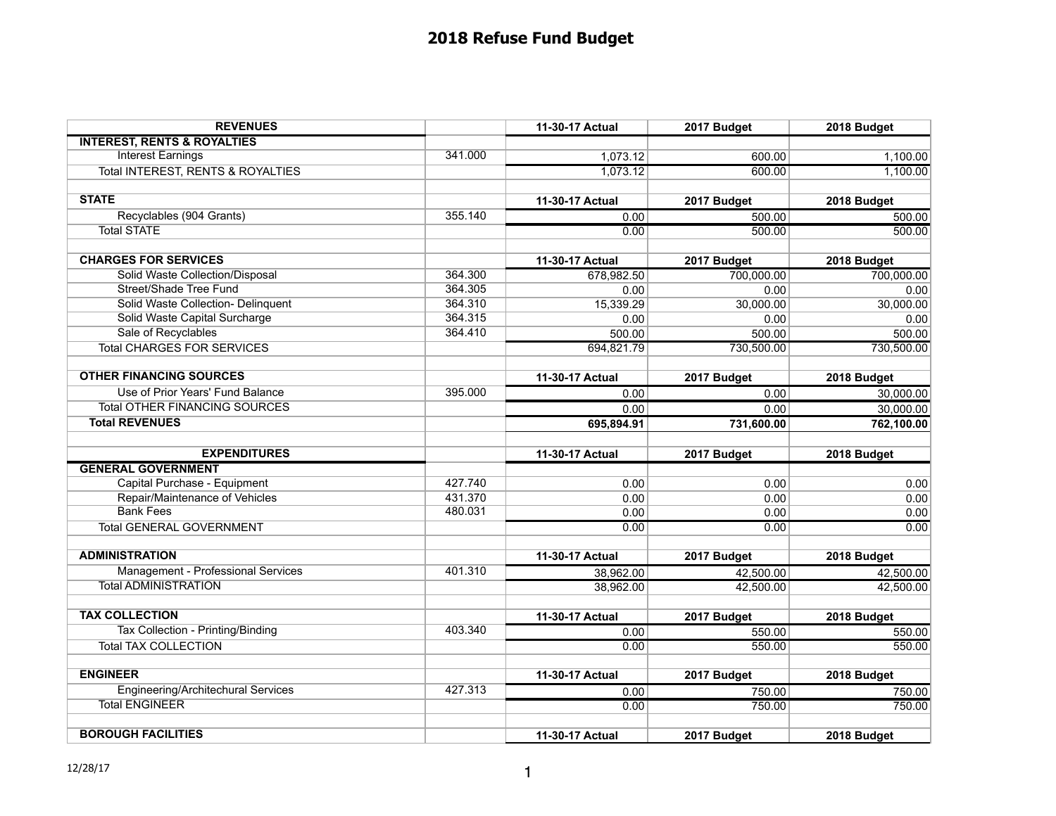# 2018 Refuse Fund Budget

| REVENUES | | 11-30-17 Actual | 2017 Budget | 2018 Budget |
|---|---|---|---|---|
| **INTEREST, RENTS & ROYALTIES** | | | | |
| Interest Earnings | 341.000 | 1,073.12 | 600.00 | 1,100.00 |
| Total INTEREST, RENTS & ROYALTIES | | 1,073.12 | 600.00 | 1,100.00 |
| | | | | |
| **STATE** | | **11-30-17 Actual** | **2017 Budget** | **2018 Budget** |
| Recyclables (904 Grants) | 355.140 | 0.00 | 500.00 | 500.00 |
| Total STATE | | 0.00 | 500.00 | 500.00 |
| | | | | |
| **CHARGES FOR SERVICES** | | **11-30-17 Actual** | **2017 Budget** | **2018 Budget** |
| Solid Waste Collection/Disposal | 364.300 | 678,982.50 | 700,000.00 | 700,000.00 |
| Street/Shade Tree Fund | 364.305 | 0.00 | 0.00 | 0.00 |
| Solid Waste Collection- Delinquent | 364.310 | 15,339.29 | 30,000.00 | 30,000.00 |
| Solid Waste Capital Surcharge | 364.315 | 0.00 | 0.00 | 0.00 |
| Sale of Recyclables | 364.410 | 500.00 | 500.00 | 500.00 |
| Total CHARGES FOR SERVICES | | 694,821.79 | 730,500.00 | 730,500.00 |
| | | | | |
| **OTHER FINANCING SOURCES** | | **11-30-17 Actual** | **2017 Budget** | **2018 Budget** |
| Use of Prior Years' Fund Balance | 395.000 | 0.00 | 0.00 | 30,000.00 |
| Total OTHER FINANCING SOURCES | | 0.00 | 0.00 | 30,000.00 |
| **Total REVENUES** | | **695,894.91** | **731,600.00** | **762,100.00** |
| | | | | |
| **EXPENDITURES** | | **11-30-17 Actual** | **2017 Budget** | **2018 Budget** |
| **GENERAL GOVERNMENT** | | | | |
| Capital Purchase - Equipment | 427.740 | 0.00 | 0.00 | 0.00 |
| Repair/Maintenance of Vehicles | 431.370 | 0.00 | 0.00 | 0.00 |
| Bank Fees | 480.031 | 0.00 | 0.00 | 0.00 |
| Total GENERAL GOVERNMENT | | 0.00 | 0.00 | 0.00 |
| | | | | |
| **ADMINISTRATION** | | **11-30-17 Actual** | **2017 Budget** | **2018 Budget** |
| Management - Professional Services | 401.310 | 38,962.00 | 42,500.00 | 42,500.00 |
| Total ADMINISTRATION | | 38,962.00 | 42,500.00 | 42,500.00 |
| | | | | |
| **TAX COLLECTION** | | **11-30-17 Actual** | **2017 Budget** | **2018 Budget** |
| Tax Collection - Printing/Binding | 403.340 | 0.00 | 550.00 | 550.00 |
| Total TAX COLLECTION | | 0.00 | 550.00 | 550.00 |
| | | | | |
| **ENGINEER** | | **11-30-17 Actual** | **2017 Budget** | **2018 Budget** |
| Engineering/Architechural Services | 427.313 | 0.00 | 750.00 | 750.00 |
| Total ENGINEER | | 0.00 | 750.00 | 750.00 |
| | | | | |
| **BOROUGH FACILITIES** | | **11-30-17 Actual** | **2017 Budget** | **2018 Budget** |

12/28/17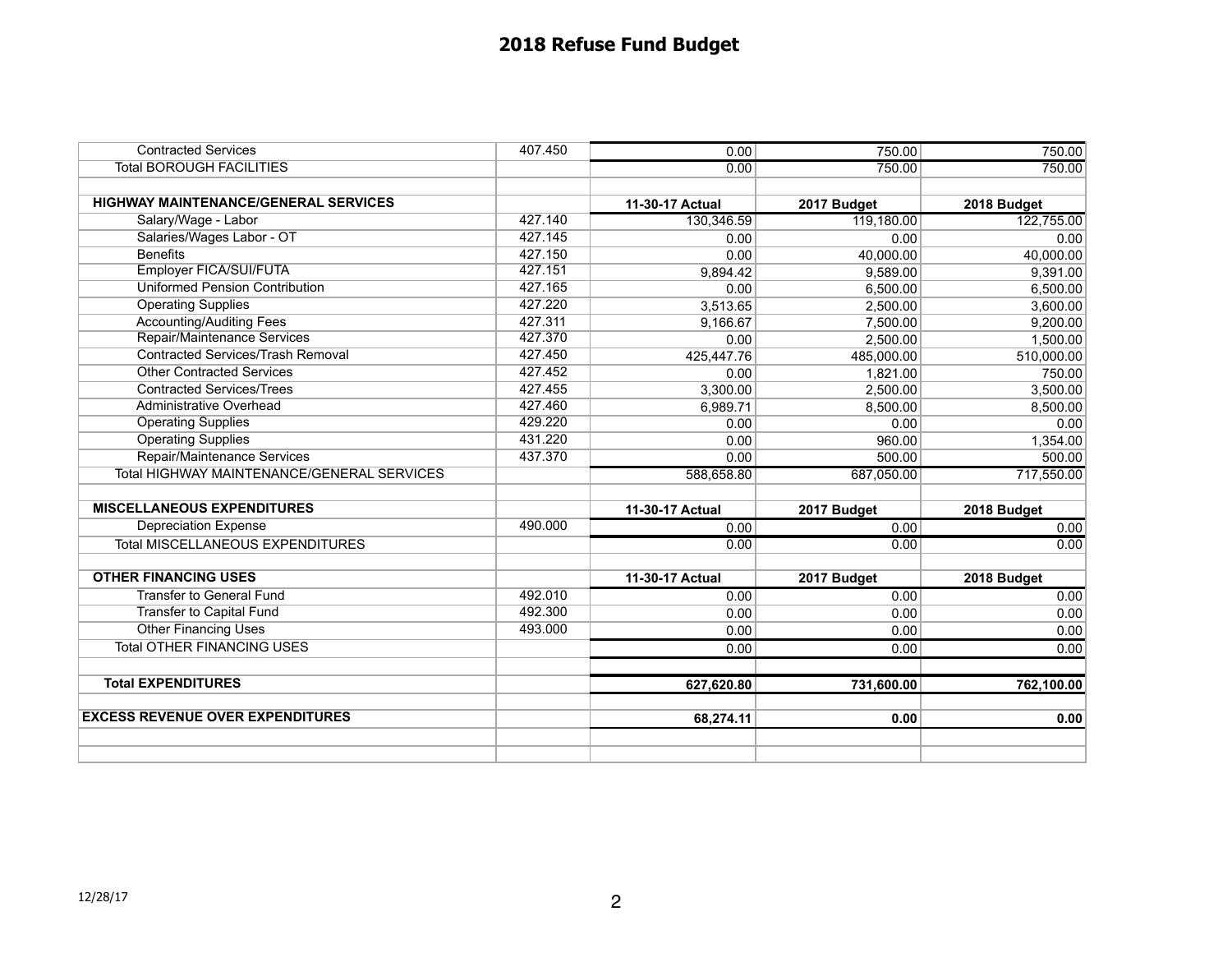# 2018 Refuse Fund Budget

| | | | | |
|---|---|---|---|---|
| Contracted Services | 407.450 | 0.00 | 750.00 | 750.00 |
| Total BOROUGH FACILITIES | | 0.00 | 750.00 | 750.00 |
| | | | | |
| **HIGHWAY MAINTENANCE/GENERAL SERVICES** | | **11-30-17 Actual** | **2017 Budget** | **2018 Budget** |
| Salary/Wage - Labor | 427.140 | 130,346.59 | 119,180.00 | 122,755.00 |
| Salaries/Wages Labor - OT | 427.145 | 0.00 | 0.00 | 0.00 |
| Benefits | 427.150 | 0.00 | 40,000.00 | 40,000.00 |
| Employer FICA/SUI/FUTA | 427.151 | 9,894.42 | 9,589.00 | 9,391.00 |
| Uniformed Pension Contribution | 427.165 | 0.00 | 6,500.00 | 6,500.00 |
| Operating Supplies | 427.220 | 3,513.65 | 2,500.00 | 3,600.00 |
| Accounting/Auditing Fees | 427.311 | 9,166.67 | 7,500.00 | 9,200.00 |
| Repair/Maintenance Services | 427.370 | 0.00 | 2,500.00 | 1,500.00 |
| Contracted Services/Trash Removal | 427.450 | 425,447.76 | 485,000.00 | 510,000.00 |
| Other Contracted Services | 427.452 | 0.00 | 1,821.00 | 750.00 |
| Contracted Services/Trees | 427.455 | 3,300.00 | 2,500.00 | 3,500.00 |
| Administrative Overhead | 427.460 | 6,989.71 | 8,500.00 | 8,500.00 |
| Operating Supplies | 429.220 | 0.00 | 0.00 | 0.00 |
| Operating Supplies | 431.220 | 0.00 | 960.00 | 1,354.00 |
| Repair/Maintenance Services | 437.370 | 0.00 | 500.00 | 500.00 |
| Total HIGHWAY MAINTENANCE/GENERAL SERVICES | | 588,658.80 | 687,050.00 | 717,550.00 |
| | | | | |
| **MISCELLANEOUS EXPENDITURES** | | **11-30-17 Actual** | **2017 Budget** | **2018 Budget** |
| Depreciation Expense | 490.000 | 0.00 | 0.00 | 0.00 |
| Total MISCELLANEOUS EXPENDITURES | | 0.00 | 0.00 | 0.00 |
| | | | | |
| **OTHER FINANCING USES** | | **11-30-17 Actual** | **2017 Budget** | **2018 Budget** |
| Transfer to General Fund | 492.010 | 0.00 | 0.00 | 0.00 |
| Transfer to Capital Fund | 492.300 | 0.00 | 0.00 | 0.00 |
| Other Financing Uses | 493.000 | 0.00 | 0.00 | 0.00 |
| Total OTHER FINANCING USES | | 0.00 | 0.00 | 0.00 |
| | | | | |
| **Total EXPENDITURES** | | **627,620.80** | **731,600.00** | **762,100.00** |
| | | | | |
| **EXCESS REVENUE OVER EXPENDITURES** | | **68,274.11** | **0.00** | **0.00** |

12/28/17